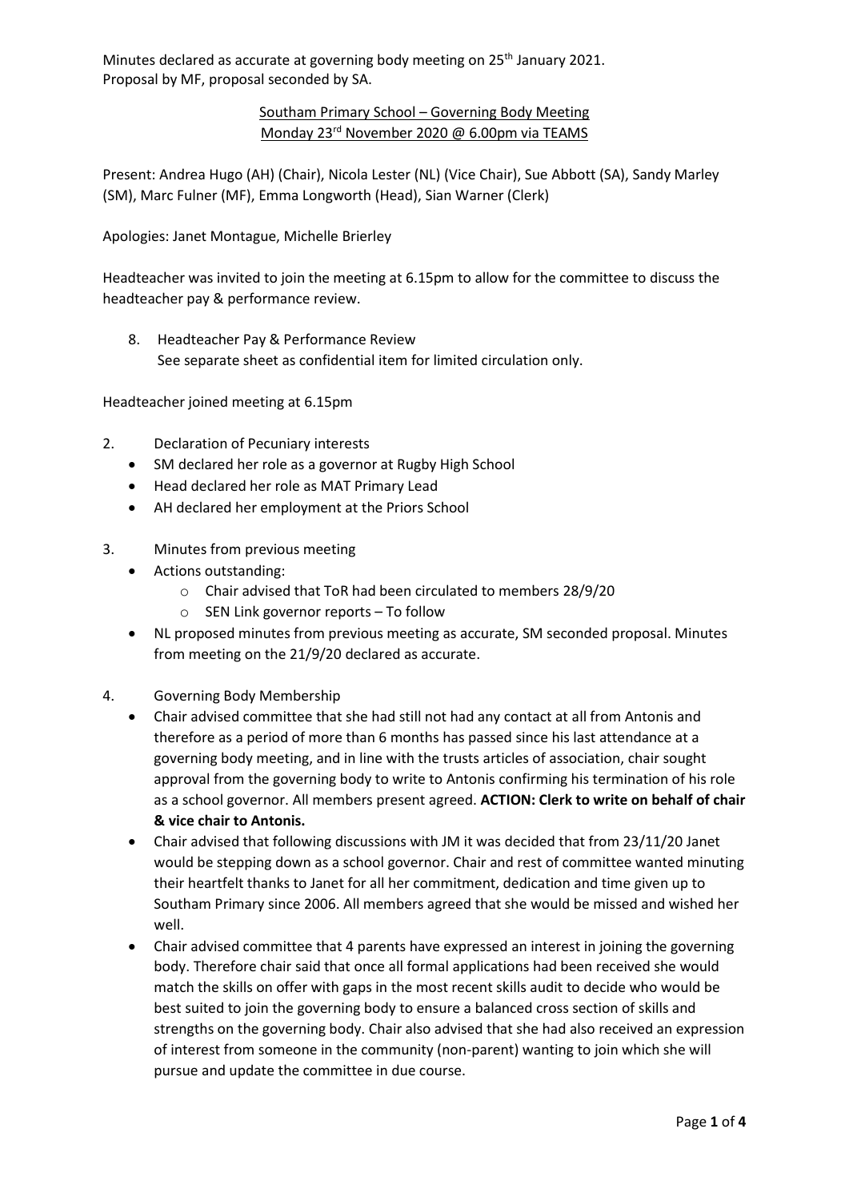Minutes declared as accurate at governing body meeting on 25th January 2021.
Proposal by MF, proposal seconded by SA.

## Southam Primary School – Governing Body Meeting
## Monday 23rd November 2020 @ 6.00pm via TEAMS

Present: Andrea Hugo (AH) (Chair), Nicola Lester (NL) (Vice Chair), Sue Abbott (SA), Sandy Marley (SM), Marc Fulner (MF), Emma Longworth (Head), Sian Warner (Clerk)

Apologies: Janet Montague, Michelle Brierley

Headteacher was invited to join the meeting at 6.15pm to allow for the committee to discuss the headteacher pay & performance review.

8. Headteacher Pay & Performance Review
   See separate sheet as confidential item for limited circulation only.

Headteacher joined meeting at 6.15pm

2. Declaration of Pecuniary interests
   - SM declared her role as a governor at Rugby High School
   - Head declared her role as MAT Primary Lead
   - AH declared her employment at the Priors School

3. Minutes from previous meeting
   - Actions outstanding:
     - Chair advised that ToR had been circulated to members 28/9/20
     - SEN Link governor reports – To follow
   - NL proposed minutes from previous meeting as accurate, SM seconded proposal. Minutes from meeting on the 21/9/20 declared as accurate.

4. Governing Body Membership
   - Chair advised committee that she had still not had any contact at all from Antonis and therefore as a period of more than 6 months has passed since his last attendance at a governing body meeting, and in line with the trusts articles of association, chair sought approval from the governing body to write to Antonis confirming his termination of his role as a school governor. All members present agreed. **ACTION: Clerk to write on behalf of chair & vice chair to Antonis.**
   - Chair advised that following discussions with JM it was decided that from 23/11/20 Janet would be stepping down as a school governor. Chair and rest of committee wanted minuting their heartfelt thanks to Janet for all her commitment, dedication and time given up to Southam Primary since 2006. All members agreed that she would be missed and wished her well.
   - Chair advised committee that 4 parents have expressed an interest in joining the governing body. Therefore chair said that once all formal applications had been received she would match the skills on offer with gaps in the most recent skills audit to decide who would be best suited to join the governing body to ensure a balanced cross section of skills and strengths on the governing body. Chair also advised that she had also received an expression of interest from someone in the community (non-parent) wanting to join which she will pursue and update the committee in due course.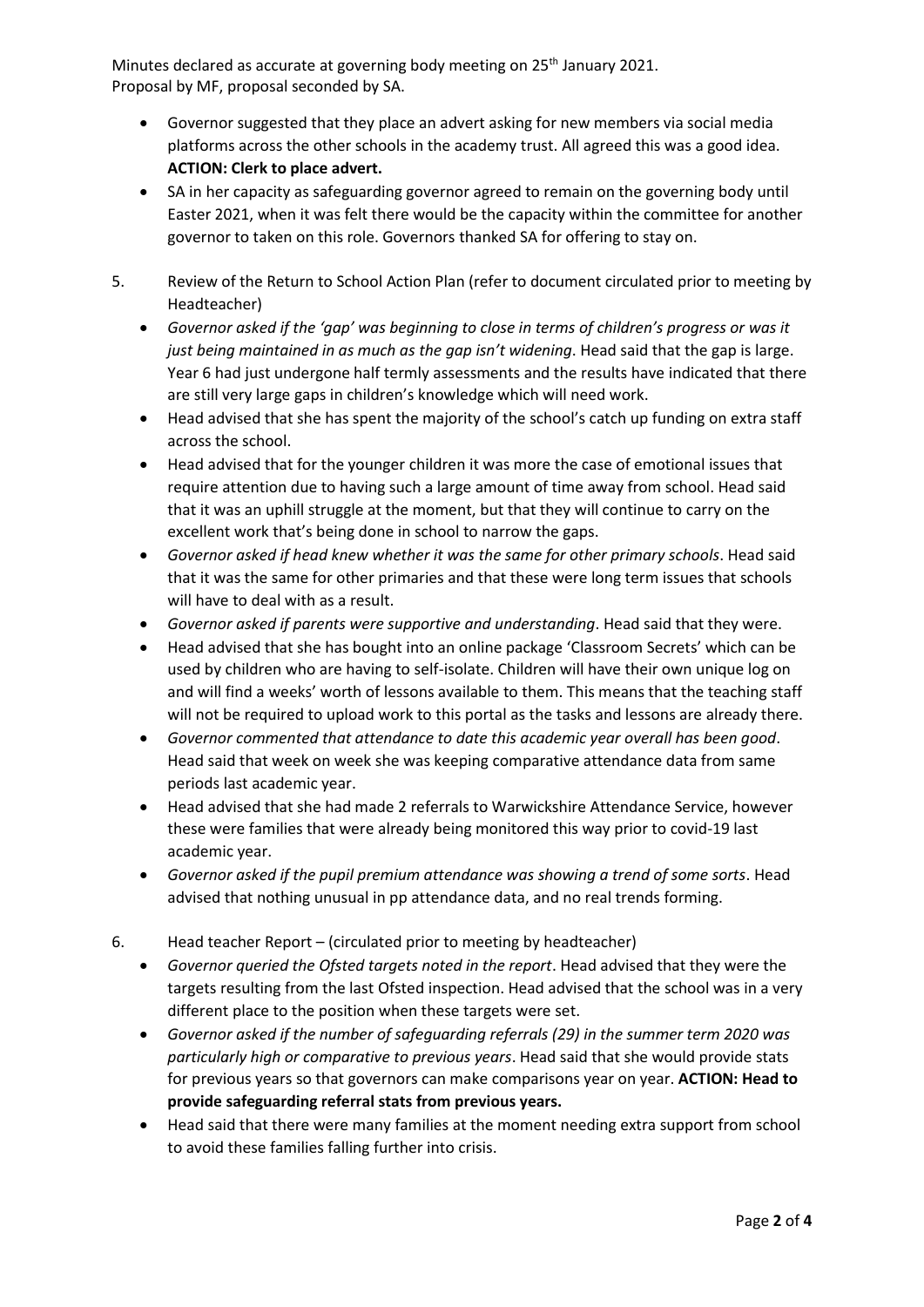Minutes declared as accurate at governing body meeting on 25th January 2021.
Proposal by MF, proposal seconded by SA.

- Governor suggested that they place an advert asking for new members via social media platforms across the other schools in the academy trust. All agreed this was a good idea. **ACTION: Clerk to place advert.**
- SA in her capacity as safeguarding governor agreed to remain on the governing body until Easter 2021, when it was felt there would be the capacity within the committee for another governor to taken on this role. Governors thanked SA for offering to stay on.

5. Review of the Return to School Action Plan (refer to document circulated prior to meeting by Headteacher)
   - *Governor asked if the 'gap' was beginning to close in terms of children's progress or was it just being maintained in as much as the gap isn't widening.* Head said that the gap is large. Year 6 had just undergone half termly assessments and the results have indicated that there are still very large gaps in children's knowledge which will need work.
   - Head advised that she has spent the majority of the school's catch up funding on extra staff across the school.
   - Head advised that for the younger children it was more the case of emotional issues that require attention due to having such a large amount of time away from school. Head said that it was an uphill struggle at the moment, but that they will continue to carry on the excellent work that's being done in school to narrow the gaps.
   - *Governor asked if head knew whether it was the same for other primary schools*. Head said that it was the same for other primaries and that these were long term issues that schools will have to deal with as a result.
   - *Governor asked if parents were supportive and understanding*. Head said that they were.
   - Head advised that she has bought into an online package 'Classroom Secrets' which can be used by children who are having to self-isolate. Children will have their own unique log on and will find a weeks' worth of lessons available to them. This means that the teaching staff will not be required to upload work to this portal as the tasks and lessons are already there.
   - *Governor commented that attendance to date this academic year overall has been good*. Head said that week on week she was keeping comparative attendance data from same periods last academic year.
   - Head advised that she had made 2 referrals to Warwickshire Attendance Service, however these were families that were already being monitored this way prior to covid-19 last academic year.
   - *Governor asked if the pupil premium attendance was showing a trend of some sorts*. Head advised that nothing unusual in pp attendance data, and no real trends forming.

6. Head teacher Report – (circulated prior to meeting by headteacher)
   - *Governor queried the Ofsted targets noted in the report*. Head advised that they were the targets resulting from the last Ofsted inspection. Head advised that the school was in a very different place to the position when these targets were set.
   - *Governor asked if the number of safeguarding referrals (29) in the summer term 2020 was particularly high or comparative to previous years*. Head said that she would provide stats for previous years so that governors can make comparisons year on year. **ACTION: Head to provide safeguarding referral stats from previous years.**
   - Head said that there were many families at the moment needing extra support from school to avoid these families falling further into crisis.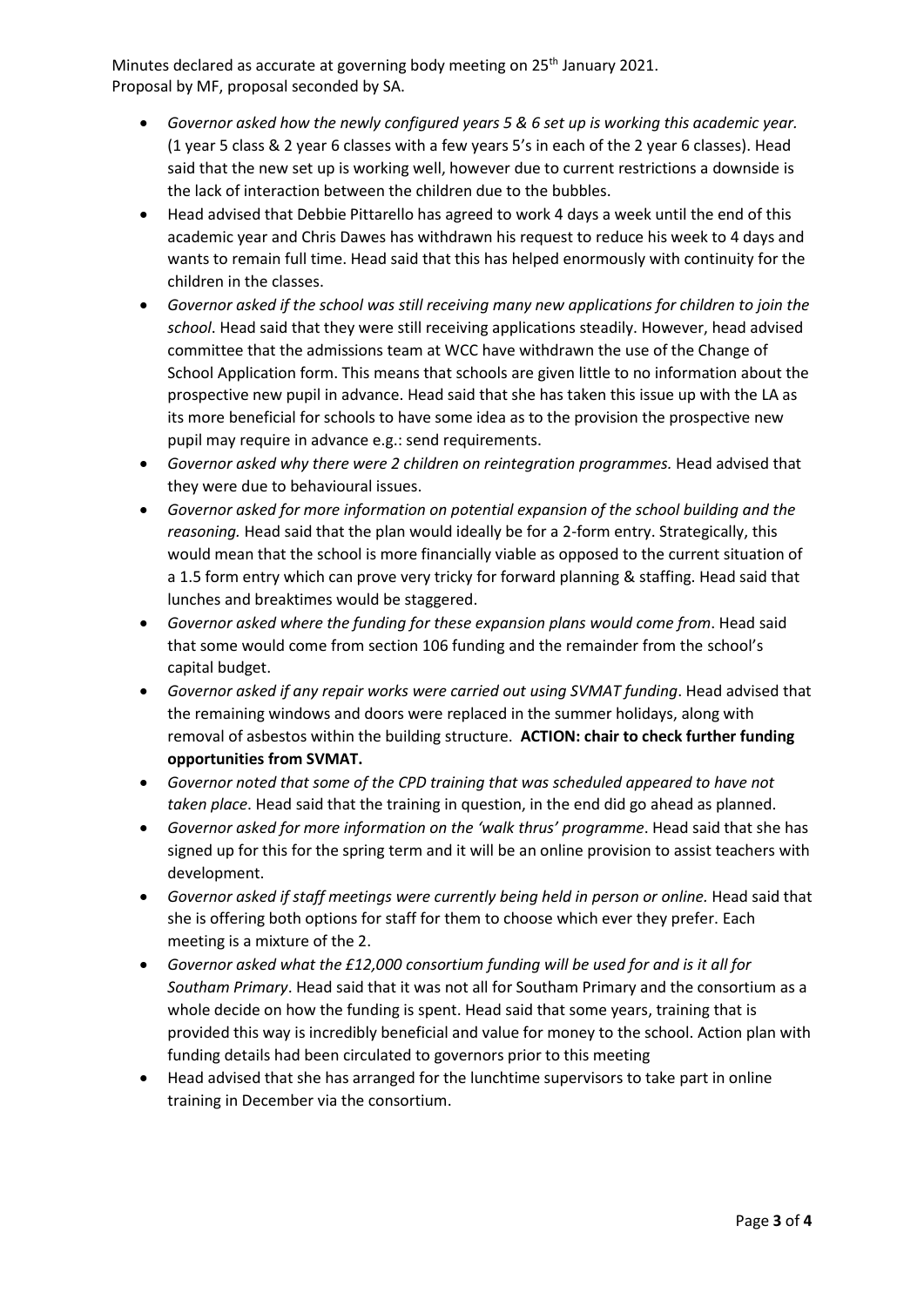Minutes declared as accurate at governing body meeting on 25th January 2021.
Proposal by MF, proposal seconded by SA.

- *Governor asked how the newly configured years 5 & 6 set up is working this academic year.* (1 year 5 class & 2 year 6 classes with a few years 5's in each of the 2 year 6 classes). Head said that the new set up is working well, however due to current restrictions a downside is the lack of interaction between the children due to the bubbles.
- Head advised that Debbie Pittarello has agreed to work 4 days a week until the end of this academic year and Chris Dawes has withdrawn his request to reduce his week to 4 days and wants to remain full time. Head said that this has helped enormously with continuity for the children in the classes.
- *Governor asked if the school was still receiving many new applications for children to join the school*. Head said that they were still receiving applications steadily. However, head advised committee that the admissions team at WCC have withdrawn the use of the Change of School Application form. This means that schools are given little to no information about the prospective new pupil in advance. Head said that she has taken this issue up with the LA as its more beneficial for schools to have some idea as to the provision the prospective new pupil may require in advance e.g.: send requirements.
- *Governor asked why there were 2 children on reintegration programmes.* Head advised that they were due to behavioural issues.
- *Governor asked for more information on potential expansion of the school building and the reasoning.* Head said that the plan would ideally be for a 2-form entry. Strategically, this would mean that the school is more financially viable as opposed to the current situation of a 1.5 form entry which can prove very tricky for forward planning & staffing. Head said that lunches and breaktimes would be staggered.
- *Governor asked where the funding for these expansion plans would come from*. Head said that some would come from section 106 funding and the remainder from the school's capital budget.
- *Governor asked if any repair works were carried out using SVMAT funding*. Head advised that the remaining windows and doors were replaced in the summer holidays, along with removal of asbestos within the building structure. **ACTION: chair to check further funding opportunities from SVMAT.**
- *Governor noted that some of the CPD training that was scheduled appeared to have not taken place*. Head said that the training in question, in the end did go ahead as planned.
- *Governor asked for more information on the 'walk thrus' programme*. Head said that she has signed up for this for the spring term and it will be an online provision to assist teachers with development.
- *Governor asked if staff meetings were currently being held in person or online.* Head said that she is offering both options for staff for them to choose which ever they prefer. Each meeting is a mixture of the 2.
- *Governor asked what the £12,000 consortium funding will be used for and is it all for Southam Primary*. Head said that it was not all for Southam Primary and the consortium as a whole decide on how the funding is spent. Head said that some years, training that is provided this way is incredibly beneficial and value for money to the school. Action plan with funding details had been circulated to governors prior to this meeting
- Head advised that she has arranged for the lunchtime supervisors to take part in online training in December via the consortium.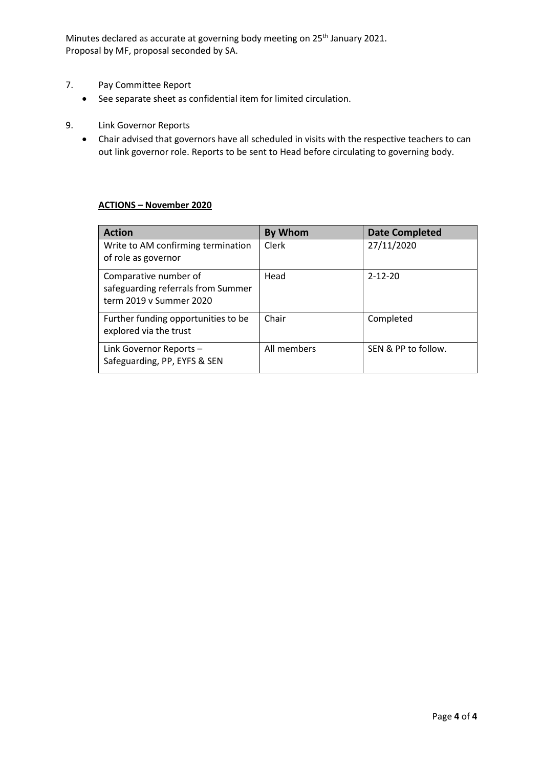Minutes declared as accurate at governing body meeting on 25th January 2021.
Proposal by MF, proposal seconded by SA.

7. Pay Committee Report
   - See separate sheet as confidential item for limited circulation.

9. Link Governor Reports
   - Chair advised that governors have all scheduled in visits with the respective teachers to can out link governor role. Reports to be sent to Head before circulating to governing body.

**ACTIONS – November 2020**

| Action | By Whom | Date Completed |
|---|---|---|
| Write to AM confirming termination of role as governor | Clerk | 27/11/2020 |
| Comparative number of safeguarding referrals from Summer term 2019 v Summer 2020 | Head | 2-12-20 |
| Further funding opportunities to be explored via the trust | Chair | Completed |
| Link Governor Reports – Safeguarding, PP, EYFS & SEN | All members | SEN & PP to follow. |